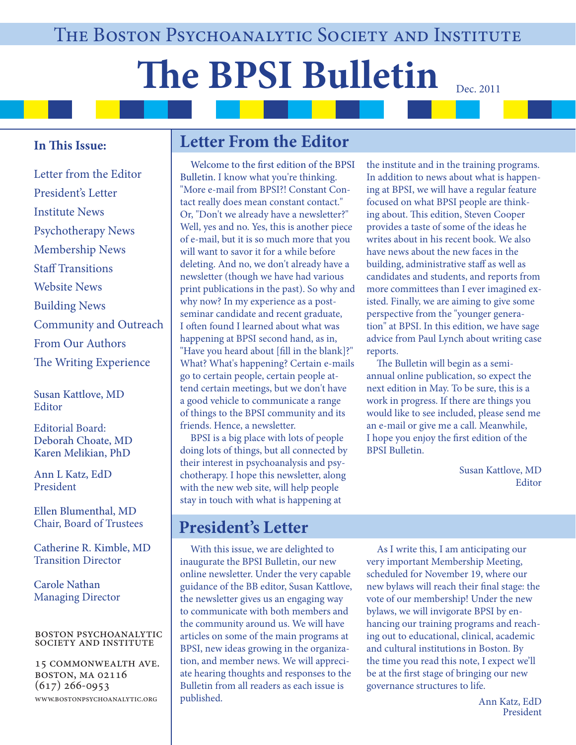The Boston Psychoanalytic Society and Institute

# The BPSI Bulletin

Dec. 2011

**In This Issue:**

- Letter from the Editor
- President's Letter
- Institute News
- Psychotherapy News
- Membership News
- Staff Transitions
- Website News
- Building News
- Community and Outreach
- From Our Authors
- The Writing Experience

Susan Kattlove, MD
Editor

Editorial Board:
Deborah Choate, MD
Karen Melikian, PhD

Ann L Katz, EdD
President

Ellen Blumenthal, MD
Chair, Board of Trustees

Catherine R. Kimble, MD
Transition Director

Carole Nathan
Managing Director

BOSTON PSYCHOANALYTIC SOCIETY AND INSTITUTE

15 COMMONWEALTH AVE.
BOSTON, MA 02116
(617) 266-0953
WWW.BOSTONPSYCHOANALYTIC.ORG

## Letter From the Editor

Welcome to the first edition of the BPSI Bulletin. I know what you're thinking. "More e-mail from BPSI?! Constant Contact really does mean constant contact." Or, "Don't we already have a newsletter?" Well, yes and no. Yes, this is another piece of e-mail, but it is so much more that you will want to savor it for a while before deleting. And no, we don't already have a newsletter (though we have had various print publications in the past). So why and why now? In my experience as a post-seminar candidate and recent graduate, I often found I learned about what was happening at BPSI second hand, as in, "Have you heard about [fill in the blank]?" What? What's happening? Certain e-mails go to certain people, certain people attend certain meetings, but we don't have a good vehicle to communicate a range of things to the BPSI community and its friends. Hence, a newsletter.

BPSI is a big place with lots of people doing lots of things, but all connected by their interest in psychoanalysis and psychotherapy. I hope this newsletter, along with the new web site, will help people stay in touch with what is happening at the institute and in the training programs. In addition to news about what is happening at BPSI, we will have a regular feature focused on what BPSI people are thinking about. This edition, Steven Cooper provides a taste of some of the ideas he writes about in his recent book. We also have news about the new faces in the building, administrative staff as well as candidates and students, and reports from more committees than I ever imagined existed. Finally, we are aiming to give some perspective from the "younger generation" at BPSI. In this edition, we have sage advice from Paul Lynch about writing case reports.

The Bulletin will begin as a semi-annual online publication, so expect the next edition in May. To be sure, this is a work in progress. If there are things you would like to see included, please send me an e-mail or give me a call. Meanwhile, I hope you enjoy the first edition of the BPSI Bulletin.

Susan Kattlove, MD
Editor

## President's Letter

With this issue, we are delighted to inaugurate the BPSI Bulletin, our new online newsletter. Under the very capable guidance of the BB editor, Susan Kattlove, the newsletter gives us an engaging way to communicate with both members and the community around us. We will have articles on some of the main programs at BPSI, new ideas growing in the organization, and member news. We will appreciate hearing thoughts and responses to the Bulletin from all readers as each issue is published.

As I write this, I am anticipating our very important Membership Meeting, scheduled for November 19, where our new bylaws will reach their final stage: the vote of our membership! Under the new bylaws, we will invigorate BPSI by enhancing our training programs and reaching out to educational, clinical, academic and cultural institutions in Boston. By the time you read this note, I expect we'll be at the first stage of bringing our new governance structures to life.

Ann Katz, EdD
President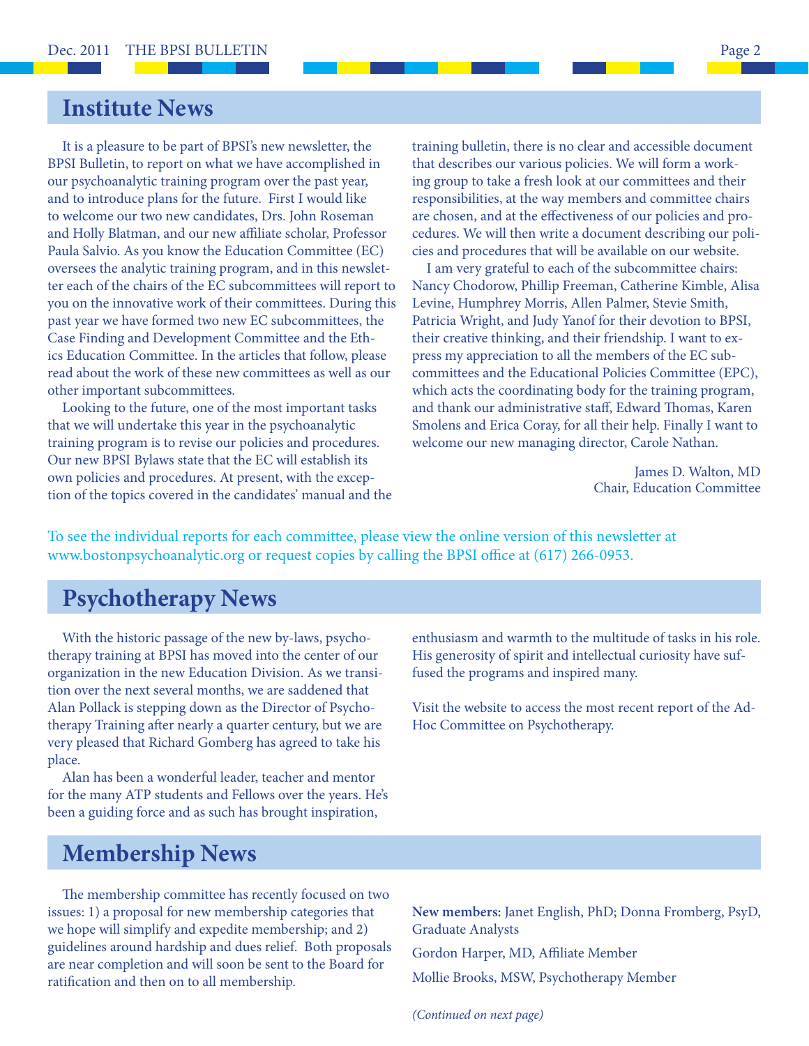## Institute News

It is a pleasure to be part of BPSI's new newsletter, the BPSI Bulletin, to report on what we have accomplished in our psychoanalytic training program over the past year, and to introduce plans for the future. First I would like to welcome our two new candidates, Drs. John Roseman and Holly Blatman, and our new affiliate scholar, Professor Paula Salvio. As you know the Education Committee (EC) oversees the analytic training program, and in this newsletter each of the chairs of the EC subcommittees will report to you on the innovative work of their committees. During this past year we have formed two new EC subcommittees, the Case Finding and Development Committee and the Ethics Education Committee. In the articles that follow, please read about the work of these new committees as well as our other important subcommittees.

Looking to the future, one of the most important tasks that we will undertake this year in the psychoanalytic training program is to revise our policies and procedures. Our new BPSI Bylaws state that the EC will establish its own policies and procedures. At present, with the exception of the topics covered in the candidates' manual and the training bulletin, there is no clear and accessible document that describes our various policies. We will form a working group to take a fresh look at our committees and their responsibilities, at the way members and committee chairs are chosen, and at the effectiveness of our policies and procedures. We will then write a document describing our policies and procedures that will be available on our website.

I am very grateful to each of the subcommittee chairs: Nancy Chodorow, Phillip Freeman, Catherine Kimble, Alisa Levine, Humphrey Morris, Allen Palmer, Stevie Smith, Patricia Wright, and Judy Yanof for their devotion to BPSI, their creative thinking, and their friendship. I want to express my appreciation to all the members of the EC subcommittees and the Educational Policies Committee (EPC), which acts the coordinating body for the training program, and thank our administrative staff, Edward Thomas, Karen Smolens and Erica Coray, for all their help. Finally I want to welcome our new managing director, Carole Nathan.

James D. Walton, MD
Chair, Education Committee

To see the individual reports for each committee, please view the online version of this newsletter at www.bostonpsychoanalytic.org or request copies by calling the BPSI office at (617) 266-0953.

## Psychotherapy News

With the historic passage of the new by-laws, psychotherapy training at BPSI has moved into the center of our organization in the new Education Division. As we transition over the next several months, we are saddened that Alan Pollack is stepping down as the Director of Psychotherapy Training after nearly a quarter century, but we are very pleased that Richard Gomberg has agreed to take his place.

Alan has been a wonderful leader, teacher and mentor for the many ATP students and Fellows over the years. He's been a guiding force and as such has brought inspiration, enthusiasm and warmth to the multitude of tasks in his role. His generosity of spirit and intellectual curiosity have suffused the programs and inspired many.

Visit the website to access the most recent report of the Ad-Hoc Committee on Psychotherapy.

## Membership News

The membership committee has recently focused on two issues: 1) a proposal for new membership categories that we hope will simplify and expedite membership; and 2) guidelines around hardship and dues relief. Both proposals are near completion and will soon be sent to the Board for ratification and then on to all membership.

**New members:** Janet English, PhD; Donna Fromberg, PsyD, Graduate Analysts

Gordon Harper, MD, Affiliate Member

Mollie Brooks, MSW, Psychotherapy Member

*(Continued on next page)*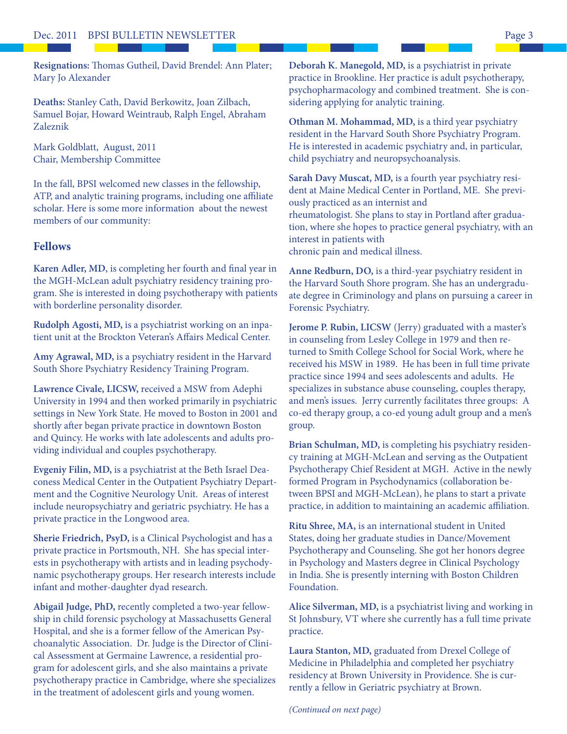**Resignations:** Thomas Gutheil, David Brendel: Ann Plater; Mary Jo Alexander

**Deaths:** Stanley Cath, David Berkowitz, Joan Zilbach, Samuel Bojar, Howard Weintraub, Ralph Engel, Abraham Zaleznik

Mark Goldblatt, August, 2011
Chair, Membership Committee

In the fall, BPSI welcomed new classes in the fellowship, ATP, and analytic training programs, including one affiliate scholar. Here is some more information about the newest members of our community:

## Fellows

**Karen Adler, MD**, is completing her fourth and final year in the MGH-McLean adult psychiatry residency training program. She is interested in doing psychotherapy with patients with borderline personality disorder.

**Rudolph Agosti, MD,** is a psychiatrist working on an inpatient unit at the Brockton Veteran's Affairs Medical Center.

**Amy Agrawal, MD,** is a psychiatry resident in the Harvard South Shore Psychiatry Residency Training Program.

**Lawrence Civale, LICSW,** received a MSW from Adephi University in 1994 and then worked primarily in psychiatric settings in New York State. He moved to Boston in 2001 and shortly after began private practice in downtown Boston and Quincy. He works with late adolescents and adults providing individual and couples psychotherapy.

**Evgeniy Filin, MD,** is a psychiatrist at the Beth Israel Deaconess Medical Center in the Outpatient Psychiatry Department and the Cognitive Neurology Unit. Areas of interest include neuropsychiatry and geriatric psychiatry. He has a private practice in the Longwood area.

**Sherie Friedrich, PsyD,** is a Clinical Psychologist and has a private practice in Portsmouth, NH. She has special interests in psychotherapy with artists and in leading psychodynamic psychotherapy groups. Her research interests include infant and mother-daughter dyad research.

**Abigail Judge, PhD,** recently completed a two-year fellowship in child forensic psychology at Massachusetts General Hospital, and she is a former fellow of the American Psychoanalytic Association. Dr. Judge is the Director of Clinical Assessment at Germaine Lawrence, a residential program for adolescent girls, and she also maintains a private psychotherapy practice in Cambridge, where she specializes in the treatment of adolescent girls and young women.

**Deborah K. Manegold, MD,** is a psychiatrist in private practice in Brookline. Her practice is adult psychotherapy, psychopharmacology and combined treatment. She is considering applying for analytic training.

**Othman M. Mohammad, MD,** is a third year psychiatry resident in the Harvard South Shore Psychiatry Program. He is interested in academic psychiatry and, in particular, child psychiatry and neuropsychoanalysis.

**Sarah Davy Muscat, MD,** is a fourth year psychiatry resident at Maine Medical Center in Portland, ME. She previously practiced as an internist and rheumatologist. She plans to stay in Portland after graduation, where she hopes to practice general psychiatry, with an interest in patients with chronic pain and medical illness.

**Anne Redburn, DO,** is a third-year psychiatry resident in the Harvard South Shore program. She has an undergraduate degree in Criminology and plans on pursuing a career in Forensic Psychiatry.

**Jerome P. Rubin, LICSW** (Jerry) graduated with a master's in counseling from Lesley College in 1979 and then returned to Smith College School for Social Work, where he received his MSW in 1989. He has been in full time private practice since 1994 and sees adolescents and adults. He specializes in substance abuse counseling, couples therapy, and men's issues. Jerry currently facilitates three groups: A co-ed therapy group, a co-ed young adult group and a men's group.

**Brian Schulman, MD,** is completing his psychiatry residency training at MGH-McLean and serving as the Outpatient Psychotherapy Chief Resident at MGH. Active in the newly formed Program in Psychodynamics (collaboration between BPSI and MGH-McLean), he plans to start a private practice, in addition to maintaining an academic affiliation.

**Ritu Shree, MA,** is an international student in United States, doing her graduate studies in Dance/Movement Psychotherapy and Counseling. She got her honors degree in Psychology and Masters degree in Clinical Psychology in India. She is presently interning with Boston Children Foundation.

**Alice Silverman, MD,** is a psychiatrist living and working in St Johnsbury, VT where she currently has a full time private practice.

**Laura Stanton, MD,** graduated from Drexel College of Medicine in Philadelphia and completed her psychiatry residency at Brown University in Providence. She is currently a fellow in Geriatric psychiatry at Brown.

*(Continued on next page)*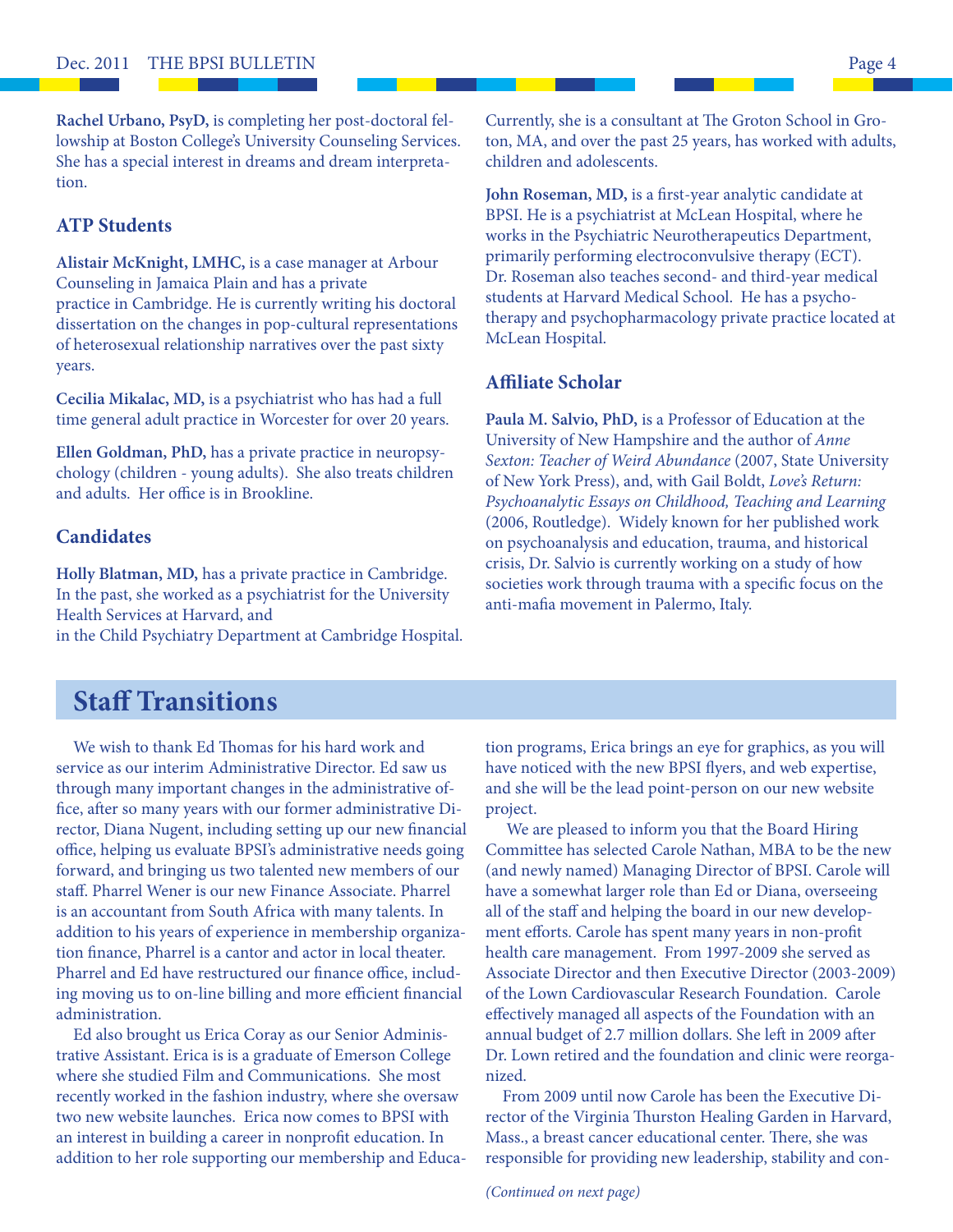**Rachel Urbano, PsyD,** is completing her post-doctoral fellowship at Boston College's University Counseling Services. She has a special interest in dreams and dream interpretation.

### ATP Students

**Alistair McKnight, LMHC,** is a case manager at Arbour Counseling in Jamaica Plain and has a private practice in Cambridge. He is currently writing his doctoral dissertation on the changes in pop-cultural representations of heterosexual relationship narratives over the past sixty years.

**Cecilia Mikalac, MD,** is a psychiatrist who has had a full time general adult practice in Worcester for over 20 years.

**Ellen Goldman, PhD,** has a private practice in neuropsychology (children - young adults). She also treats children and adults. Her office is in Brookline.

### Candidates

**Holly Blatman, MD,** has a private practice in Cambridge. In the past, she worked as a psychiatrist for the University Health Services at Harvard, and in the Child Psychiatry Department at Cambridge Hospital. Currently, she is a consultant at The Groton School in Groton, MA, and over the past 25 years, has worked with adults, children and adolescents.

**John Roseman, MD,** is a first-year analytic candidate at BPSI. He is a psychiatrist at McLean Hospital, where he works in the Psychiatric Neurotherapeutics Department, primarily performing electroconvulsive therapy (ECT). Dr. Roseman also teaches second- and third-year medical students at Harvard Medical School. He has a psychotherapy and psychopharmacology private practice located at McLean Hospital.

### Affiliate Scholar

**Paula M. Salvio, PhD,** is a Professor of Education at the University of New Hampshire and the author of *Anne Sexton: Teacher of Weird Abundance* (2007, State University of New York Press), and, with Gail Boldt, *Love's Return: Psychoanalytic Essays on Childhood, Teaching and Learning* (2006, Routledge). Widely known for her published work on psychoanalysis and education, trauma, and historical crisis, Dr. Salvio is currently working on a study of how societies work through trauma with a specific focus on the anti-mafia movement in Palermo, Italy.

## Staff Transitions

We wish to thank Ed Thomas for his hard work and service as our interim Administrative Director. Ed saw us through many important changes in the administrative office, after so many years with our former administrative Director, Diana Nugent, including setting up our new financial office, helping us evaluate BPSI's administrative needs going forward, and bringing us two talented new members of our staff. Pharrel Wener is our new Finance Associate. Pharrel is an accountant from South Africa with many talents. In addition to his years of experience in membership organization finance, Pharrel is a cantor and actor in local theater. Pharrel and Ed have restructured our finance office, including moving us to on-line billing and more efficient financial administration.

Ed also brought us Erica Coray as our Senior Administrative Assistant. Erica is is a graduate of Emerson College where she studied Film and Communications. She most recently worked in the fashion industry, where she oversaw two new website launches. Erica now comes to BPSI with an interest in building a career in nonprofit education. In addition to her role supporting our membership and Education programs, Erica brings an eye for graphics, as you will have noticed with the new BPSI flyers, and web expertise, and she will be the lead point-person on our new website project.

We are pleased to inform you that the Board Hiring Committee has selected Carole Nathan, MBA to be the new (and newly named) Managing Director of BPSI. Carole will have a somewhat larger role than Ed or Diana, overseeing all of the staff and helping the board in our new development efforts. Carole has spent many years in non-profit health care management. From 1997-2009 she served as Associate Director and then Executive Director (2003-2009) of the Lown Cardiovascular Research Foundation. Carole effectively managed all aspects of the Foundation with an annual budget of 2.7 million dollars. She left in 2009 after Dr. Lown retired and the foundation and clinic were reorganized.

From 2009 until now Carole has been the Executive Director of the Virginia Thurston Healing Garden in Harvard, Mass., a breast cancer educational center. There, she was responsible for providing new leadership, stability and con-

*(Continued on next page)*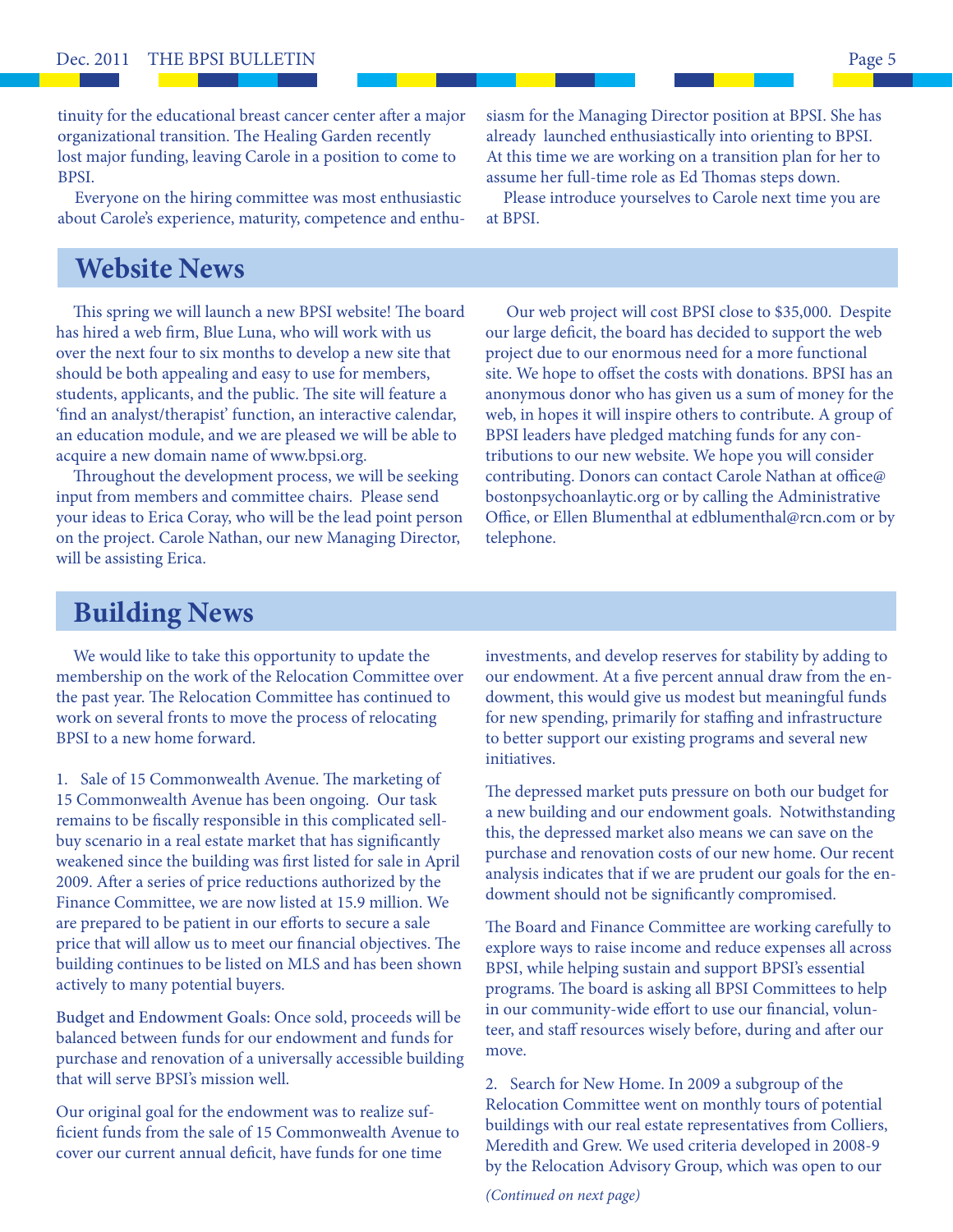tinuity for the educational breast cancer center after a major organizational transition. The Healing Garden recently lost major funding, leaving Carole in a position to come to BPSI.

Everyone on the hiring committee was most enthusiastic about Carole's experience, maturity, competence and enthusiasm for the Managing Director position at BPSI. She has already launched enthusiastically into orienting to BPSI. At this time we are working on a transition plan for her to assume her full-time role as Ed Thomas steps down.

Please introduce yourselves to Carole next time you are at BPSI.

## Website News

This spring we will launch a new BPSI website! The board has hired a web firm, Blue Luna, who will work with us over the next four to six months to develop a new site that should be both appealing and easy to use for members, students, applicants, and the public. The site will feature a 'find an analyst/therapist' function, an interactive calendar, an education module, and we are pleased we will be able to acquire a new domain name of www.bpsi.org.

Throughout the development process, we will be seeking input from members and committee chairs. Please send your ideas to Erica Coray, who will be the lead point person on the project. Carole Nathan, our new Managing Director, will be assisting Erica.

Our web project will cost BPSI close to $35,000. Despite our large deficit, the board has decided to support the web project due to our enormous need for a more functional site. We hope to offset the costs with donations. BPSI has an anonymous donor who has given us a sum of money for the web, in hopes it will inspire others to contribute. A group of BPSI leaders have pledged matching funds for any contributions to our new website. We hope you will consider contributing. Donors can contact Carole Nathan at office@bostonpsychoanlaytic.org or by calling the Administrative Office, or Ellen Blumenthal at edblumenthal@rcn.com or by telephone.

## Building News

We would like to take this opportunity to update the membership on the work of the Relocation Committee over the past year. The Relocation Committee has continued to work on several fronts to move the process of relocating BPSI to a new home forward.

1. Sale of 15 Commonwealth Avenue. The marketing of 15 Commonwealth Avenue has been ongoing. Our task remains to be fiscally responsible in this complicated sell-buy scenario in a real estate market that has significantly weakened since the building was first listed for sale in April 2009. After a series of price reductions authorized by the Finance Committee, we are now listed at 15.9 million. We are prepared to be patient in our efforts to secure a sale price that will allow us to meet our financial objectives. The building continues to be listed on MLS and has been shown actively to many potential buyers.

Budget and Endowment Goals: Once sold, proceeds will be balanced between funds for our endowment and funds for purchase and renovation of a universally accessible building that will serve BPSI's mission well.

Our original goal for the endowment was to realize sufficient funds from the sale of 15 Commonwealth Avenue to cover our current annual deficit, have funds for one time investments, and develop reserves for stability by adding to our endowment. At a five percent annual draw from the endowment, this would give us modest but meaningful funds for new spending, primarily for staffing and infrastructure to better support our existing programs and several new initiatives.

The depressed market puts pressure on both our budget for a new building and our endowment goals. Notwithstanding this, the depressed market also means we can save on the purchase and renovation costs of our new home. Our recent analysis indicates that if we are prudent our goals for the endowment should not be significantly compromised.

The Board and Finance Committee are working carefully to explore ways to raise income and reduce expenses all across BPSI, while helping sustain and support BPSI's essential programs. The board is asking all BPSI Committees to help in our community-wide effort to use our financial, volunteer, and staff resources wisely before, during and after our move.

2. Search for New Home. In 2009 a subgroup of the Relocation Committee went on monthly tours of potential buildings with our real estate representatives from Colliers, Meredith and Grew. We used criteria developed in 2008-9 by the Relocation Advisory Group, which was open to our

*(Continued on next page)*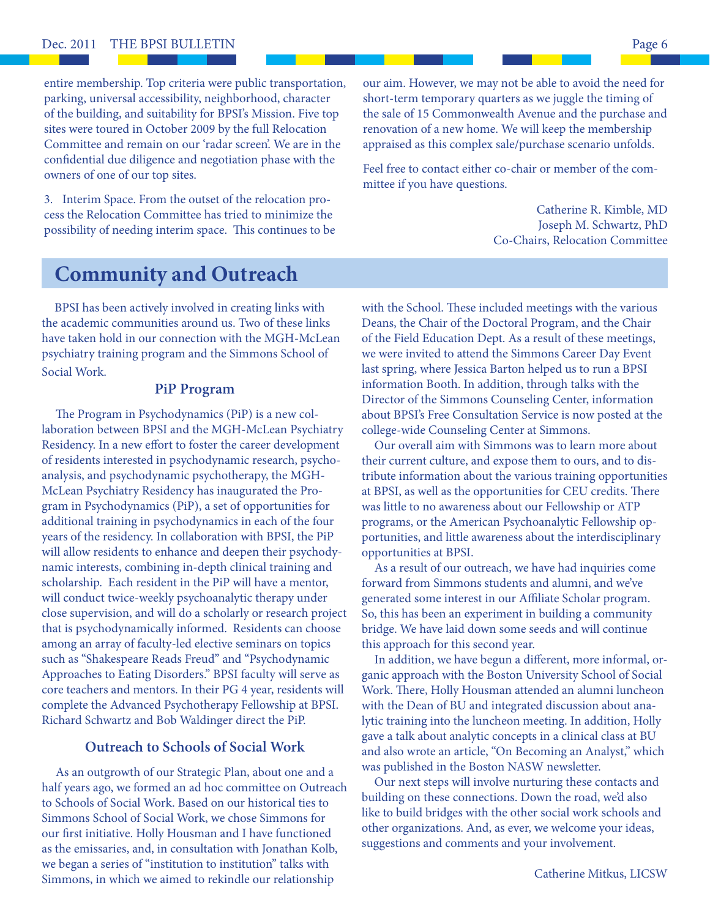entire membership. Top criteria were public transportation, parking, universal accessibility, neighborhood, character of the building, and suitability for BPSI's Mission. Five top sites were toured in October 2009 by the full Relocation Committee and remain on our 'radar screen'. We are in the confidential due diligence and negotiation phase with the owners of one of our top sites.

3. Interim Space. From the outset of the relocation process the Relocation Committee has tried to minimize the possibility of needing interim space. This continues to be our aim. However, we may not be able to avoid the need for short-term temporary quarters as we juggle the timing of the sale of 15 Commonwealth Avenue and the purchase and renovation of a new home. We will keep the membership appraised as this complex sale/purchase scenario unfolds.

Feel free to contact either co-chair or member of the committee if you have questions.

Catherine R. Kimble, MD
Joseph M. Schwartz, PhD
Co-Chairs, Relocation Committee

## Community and Outreach

BPSI has been actively involved in creating links with the academic communities around us. Two of these links have taken hold in our connection with the MGH-McLean psychiatry training program and the Simmons School of Social Work.

### PiP Program

The Program in Psychodynamics (PiP) is a new collaboration between BPSI and the MGH-McLean Psychiatry Residency. In a new effort to foster the career development of residents interested in psychodynamic research, psychoanalysis, and psychodynamic psychotherapy, the MGH-McLean Psychiatry Residency has inaugurated the Program in Psychodynamics (PiP), a set of opportunities for additional training in psychodynamics in each of the four years of the residency. In collaboration with BPSI, the PiP will allow residents to enhance and deepen their psychodynamic interests, combining in-depth clinical training and scholarship. Each resident in the PiP will have a mentor, will conduct twice-weekly psychoanalytic therapy under close supervision, and will do a scholarly or research project that is psychodynamically informed. Residents can choose among an array of faculty-led elective seminars on topics such as "Shakespeare Reads Freud" and "Psychodynamic Approaches to Eating Disorders." BPSI faculty will serve as core teachers and mentors. In their PG 4 year, residents will complete the Advanced Psychotherapy Fellowship at BPSI. Richard Schwartz and Bob Waldinger direct the PiP.

### Outreach to Schools of Social Work

As an outgrowth of our Strategic Plan, about one and a half years ago, we formed an ad hoc committee on Outreach to Schools of Social Work. Based on our historical ties to Simmons School of Social Work, we chose Simmons for our first initiative. Holly Housman and I have functioned as the emissaries, and, in consultation with Jonathan Kolb, we began a series of "institution to institution" talks with Simmons, in which we aimed to rekindle our relationship with the School. These included meetings with the various Deans, the Chair of the Doctoral Program, and the Chair of the Field Education Dept. As a result of these meetings, we were invited to attend the Simmons Career Day Event last spring, where Jessica Barton helped us to run a BPSI information Booth. In addition, through talks with the Director of the Simmons Counseling Center, information about BPSI's Free Consultation Service is now posted at the college-wide Counseling Center at Simmons.

Our overall aim with Simmons was to learn more about their current culture, and expose them to ours, and to distribute information about the various training opportunities at BPSI, as well as the opportunities for CEU credits. There was little to no awareness about our Fellowship or ATP programs, or the American Psychoanalytic Fellowship opportunities, and little awareness about the interdisciplinary opportunities at BPSI.

As a result of our outreach, we have had inquiries come forward from Simmons students and alumni, and we've generated some interest in our Affiliate Scholar program. So, this has been an experiment in building a community bridge. We have laid down some seeds and will continue this approach for this second year.

In addition, we have begun a different, more informal, organic approach with the Boston University School of Social Work. There, Holly Housman attended an alumni luncheon with the Dean of BU and integrated discussion about analytic training into the luncheon meeting. In addition, Holly gave a talk about analytic concepts in a clinical class at BU and also wrote an article, "On Becoming an Analyst," which was published in the Boston NASW newsletter.

Our next steps will involve nurturing these contacts and building on these connections. Down the road, we'd also like to build bridges with the other social work schools and other organizations. And, as ever, we welcome your ideas, suggestions and comments and your involvement.

Catherine Mitkus, LICSW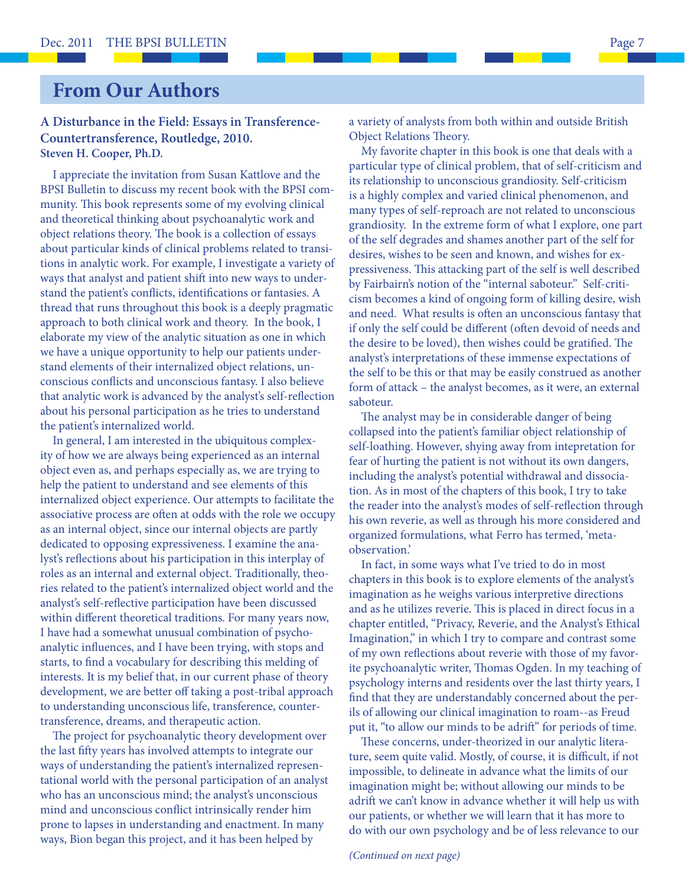## From Our Authors

**A Disturbance in the Field: Essays in Transference-Countertransference, Routledge, 2010.**
**Steven H. Cooper, Ph.D.**

I appreciate the invitation from Susan Kattlove and the BPSI Bulletin to discuss my recent book with the BPSI community. This book represents some of my evolving clinical and theoretical thinking about psychoanalytic work and object relations theory. The book is a collection of essays about particular kinds of clinical problems related to transitions in analytic work. For example, I investigate a variety of ways that analyst and patient shift into new ways to understand the patient's conflicts, identifications or fantasies. A thread that runs throughout this book is a deeply pragmatic approach to both clinical work and theory. In the book, I elaborate my view of the analytic situation as one in which we have a unique opportunity to help our patients understand elements of their internalized object relations, unconscious conflicts and unconscious fantasy. I also believe that analytic work is advanced by the analyst's self-reflection about his personal participation as he tries to understand the patient's internalized world.

In general, I am interested in the ubiquitous complexity of how we are always being experienced as an internal object even as, and perhaps especially as, we are trying to help the patient to understand and see elements of this internalized object experience. Our attempts to facilitate the associative process are often at odds with the role we occupy as an internal object, since our internal objects are partly dedicated to opposing expressiveness. I examine the analyst's reflections about his participation in this interplay of roles as an internal and external object. Traditionally, theories related to the patient's internalized object world and the analyst's self-reflective participation have been discussed within different theoretical traditions. For many years now, I have had a somewhat unusual combination of psychoanalytic influences, and I have been trying, with stops and starts, to find a vocabulary for describing this melding of interests. It is my belief that, in our current phase of theory development, we are better off taking a post-tribal approach to understanding unconscious life, transference, countertransference, dreams, and therapeutic action.

The project for psychoanalytic theory development over the last fifty years has involved attempts to integrate our ways of understanding the patient's internalized representational world with the personal participation of an analyst who has an unconscious mind; the analyst's unconscious mind and unconscious conflict intrinsically render him prone to lapses in understanding and enactment. In many ways, Bion began this project, and it has been helped by a variety of analysts from both within and outside British Object Relations Theory.

My favorite chapter in this book is one that deals with a particular type of clinical problem, that of self-criticism and its relationship to unconscious grandiosity. Self-criticism is a highly complex and varied clinical phenomenon, and many types of self-reproach are not related to unconscious grandiosity. In the extreme form of what I explore, one part of the self degrades and shames another part of the self for desires, wishes to be seen and known, and wishes for expressiveness. This attacking part of the self is well described by Fairbairn's notion of the "internal saboteur." Self-criticism becomes a kind of ongoing form of killing desire, wish and need. What results is often an unconscious fantasy that if only the self could be different (often devoid of needs and the desire to be loved), then wishes could be gratified. The analyst's interpretations of these immense expectations of the self to be this or that may be easily construed as another form of attack – the analyst becomes, as it were, an external saboteur.

The analyst may be in considerable danger of being collapsed into the patient's familiar object relationship of self-loathing. However, shying away from intepretation for fear of hurting the patient is not without its own dangers, including the analyst's potential withdrawal and dissociation. As in most of the chapters of this book, I try to take the reader into the analyst's modes of self-reflection through his own reverie, as well as through his more considered and organized formulations, what Ferro has termed, 'meta-observation.'

In fact, in some ways what I've tried to do in most chapters in this book is to explore elements of the analyst's imagination as he weighs various interpretive directions and as he utilizes reverie. This is placed in direct focus in a chapter entitled, "Privacy, Reverie, and the Analyst's Ethical Imagination," in which I try to compare and contrast some of my own reflections about reverie with those of my favorite psychoanalytic writer, Thomas Ogden. In my teaching of psychology interns and residents over the last thirty years, I find that they are understandably concerned about the perils of allowing our clinical imagination to roam--as Freud put it, "to allow our minds to be adrift" for periods of time.

These concerns, under-theorized in our analytic literature, seem quite valid. Mostly, of course, it is difficult, if not impossible, to delineate in advance what the limits of our imagination might be; without allowing our minds to be adrift we can't know in advance whether it will help us with our patients, or whether we will learn that it has more to do with our own psychology and be of less relevance to our

*(Continued on next page)*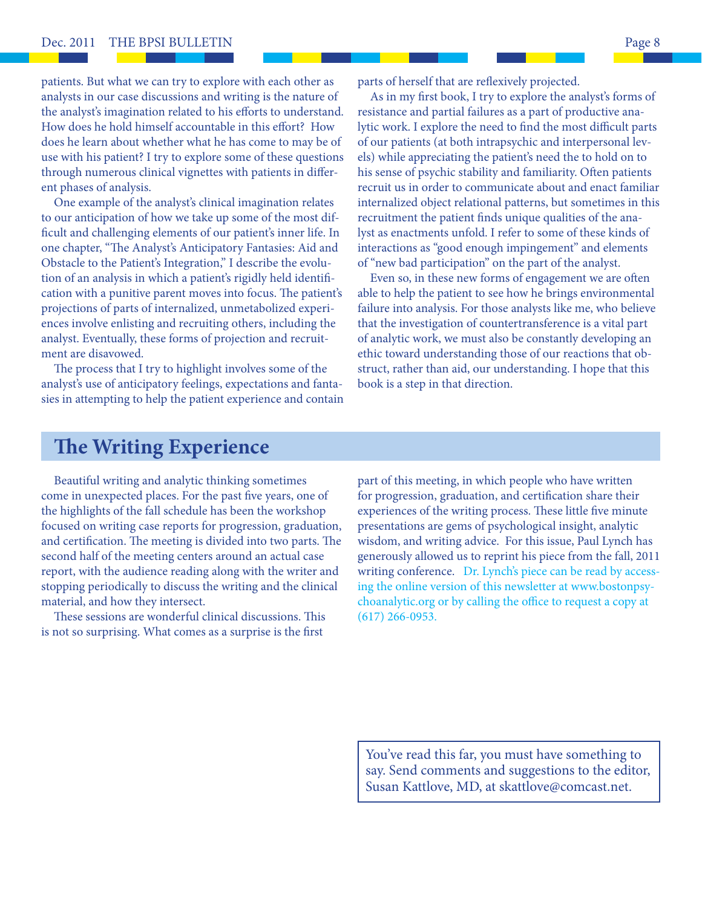patients. But what we can try to explore with each other as analysts in our case discussions and writing is the nature of the analyst's imagination related to his efforts to understand. How does he hold himself accountable in this effort? How does he learn about whether what he has come to may be of use with his patient? I try to explore some of these questions through numerous clinical vignettes with patients in different phases of analysis.

One example of the analyst's clinical imagination relates to our anticipation of how we take up some of the most difficult and challenging elements of our patient's inner life. In one chapter, "The Analyst's Anticipatory Fantasies: Aid and Obstacle to the Patient's Integration," I describe the evolution of an analysis in which a patient's rigidly held identification with a punitive parent moves into focus. The patient's projections of parts of internalized, unmetabolized experiences involve enlisting and recruiting others, including the analyst. Eventually, these forms of projection and recruitment are disavowed.

The process that I try to highlight involves some of the analyst's use of anticipatory feelings, expectations and fantasies in attempting to help the patient experience and contain parts of herself that are reflexively projected.

As in my first book, I try to explore the analyst's forms of resistance and partial failures as a part of productive analytic work. I explore the need to find the most difficult parts of our patients (at both intrapsychic and interpersonal levels) while appreciating the patient's need the to hold on to his sense of psychic stability and familiarity. Often patients recruit us in order to communicate about and enact familiar internalized object relational patterns, but sometimes in this recruitment the patient finds unique qualities of the analyst as enactments unfold. I refer to some of these kinds of interactions as "good enough impingement" and elements of "new bad participation" on the part of the analyst.

Even so, in these new forms of engagement we are often able to help the patient to see how he brings environmental failure into analysis. For those analysts like me, who believe that the investigation of countertransference is a vital part of analytic work, we must also be constantly developing an ethic toward understanding those of our reactions that obstruct, rather than aid, our understanding. I hope that this book is a step in that direction.

## The Writing Experience

Beautiful writing and analytic thinking sometimes come in unexpected places. For the past five years, one of the highlights of the fall schedule has been the workshop focused on writing case reports for progression, graduation, and certification. The meeting is divided into two parts. The second half of the meeting centers around an actual case report, with the audience reading along with the writer and stopping periodically to discuss the writing and the clinical material, and how they intersect.

These sessions are wonderful clinical discussions. This is not so surprising. What comes as a surprise is the first part of this meeting, in which people who have written for progression, graduation, and certification share their experiences of the writing process. These little five minute presentations are gems of psychological insight, analytic wisdom, and writing advice. For this issue, Paul Lynch has generously allowed us to reprint his piece from the fall, 2011 writing conference. Dr. Lynch's piece can be read by accessing the online version of this newsletter at www.bostonpsychoanalytic.org or by calling the office to request a copy at (617) 266-0953.

You've read this far, you must have something to say. Send comments and suggestions to the editor, Susan Kattlove, MD, at skattlove@comcast.net.